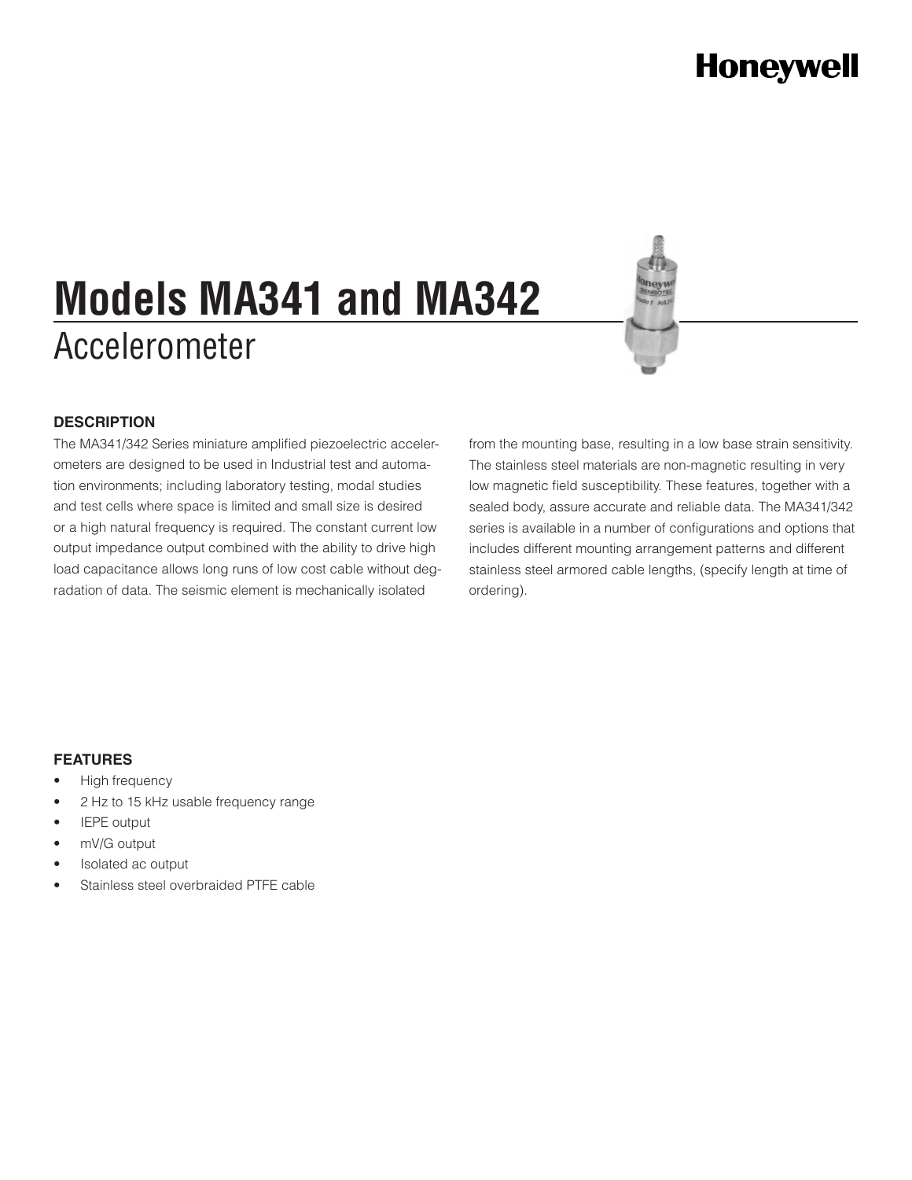Honeywell

# Models MA341 and MA342

## Accelerometer

### DESCRIPTION

The MA341/342 Series miniature amplified piezoelectric accelerometers are designed to be used in Industrial test and automation environments; including laboratory testing, modal studies and test cells where space is limited and small size is desired or a high natural frequency is required. The constant current low output impedance output combined with the ability to drive high load capacitance allows long runs of low cost cable without degradation of data. The seismic element is mechanically isolated from the mounting base, resulting in a low base strain sensitivity. The stainless steel materials are non-magnetic resulting in very low magnetic field susceptibility. These features, together with a sealed body, assure accurate and reliable data. The MA341/342 series is available in a number of configurations and options that includes different mounting arrangement patterns and different stainless steel armored cable lengths, (specify length at time of ordering).

### FEATURES

- High frequency
- 2 Hz to 15 kHz usable frequency range
- IEPE output
- mV/G output
- Isolated ac output
- Stainless steel overbraided PTFE cable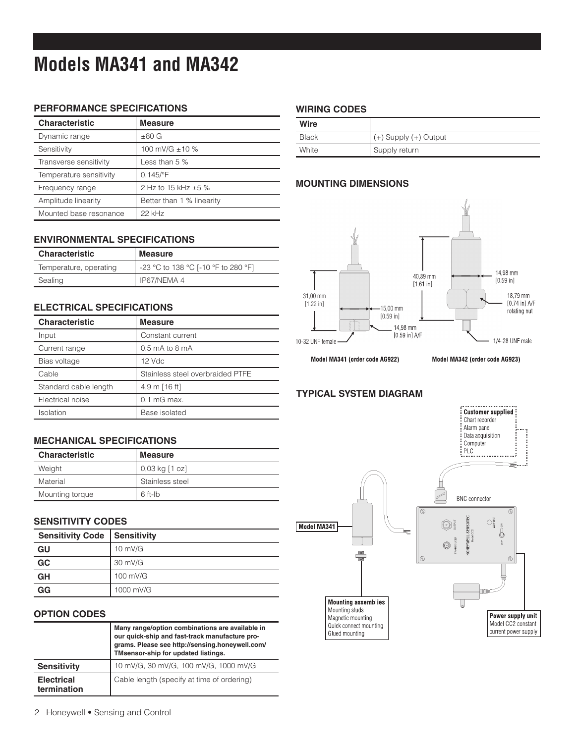# Models MA341 and MA342

## PERFORMANCE SPECIFICATIONS

| Characteristic | Measure |
|---|---|
| Dynamic range | ±80 G |
| Sensitivity | 100 mV/G ±10 % |
| Transverse sensitivity | Less than 5 % |
| Temperature sensitivity | 0.145/°F |
| Frequency range | 2 Hz to 15 kHz ±5 % |
| Amplitude linearity | Better than 1 % linearity |
| Mounted base resonance | 22 kHz |

## ENVIRONMENTAL SPECIFICATIONS

| Characteristic | Measure |
|---|---|
| Temperature, operating | -23 °C to 138 °C [-10 °F to 280 °F] |
| Sealing | IP67/NEMA 4 |

## ELECTRICAL SPECIFICATIONS

| Characteristic | Measure |
|---|---|
| Input | Constant current |
| Current range | 0.5 mA to 8 mA |
| Bias voltage | 12 Vdc |
| Cable | Stainless steel overbraided PTFE |
| Standard cable length | 4,9 m [16 ft] |
| Electrical noise | 0.1 mG max. |
| Isolation | Base isolated |

## MECHANICAL SPECIFICATIONS

| Characteristic | Measure |
|---|---|
| Weight | 0,03 kg [1 oz] |
| Material | Stainless steel |
| Mounting torque | 6 ft-lb |

## SENSITIVITY CODES

| Sensitivity Code | Sensitivity |
|---|---|
| **GU** | 10 mV/G |
| **GC** | 30 mV/G |
| **GH** | 100 mV/G |
| **GG** | 1000 mV/G |

## OPTION CODES

| | **Many range/option combinations are available in our quick-ship and fast-track manufacture programs. Please see http://sensing.honeywell.com/TMsensor-ship for updated listings.** |
|---|---|
| **Sensitivity** | 10 mV/G, 30 mV/G, 100 mV/G, 1000 mV/G |
| **Electrical termination** | Cable length (specify at time of ordering) |

## WIRING CODES

| Wire | |
|---|---|
| Black | (+) Supply (+) Output |
| White | Supply return |

## MOUNTING DIMENSIONS

31,00 mm [1.22 in]
15,00 mm [0.59 in]
14,98 mm [0.59 in] A/F
10-32 UNF female

40,89 mm [1.61 in]
14,98 mm [0.59 in]
18,79 mm [0.74 in] A/F rotating nut
1/4-28 UNF male

Model MA341 (order code AG922)

Model MA342 (order code AG923)

## TYPICAL SYSTEM DIAGRAM

**Customer supplied**
Chart recorder
Alarm panel
Data acquisition
Computer
PLC

BNC connector

Model MA341

**Mounting assemblies**
Mounting studs
Magnetic mounting
Quick connect mounting
Glued mounting

**Power supply unit**
Model CC2 constant current power supply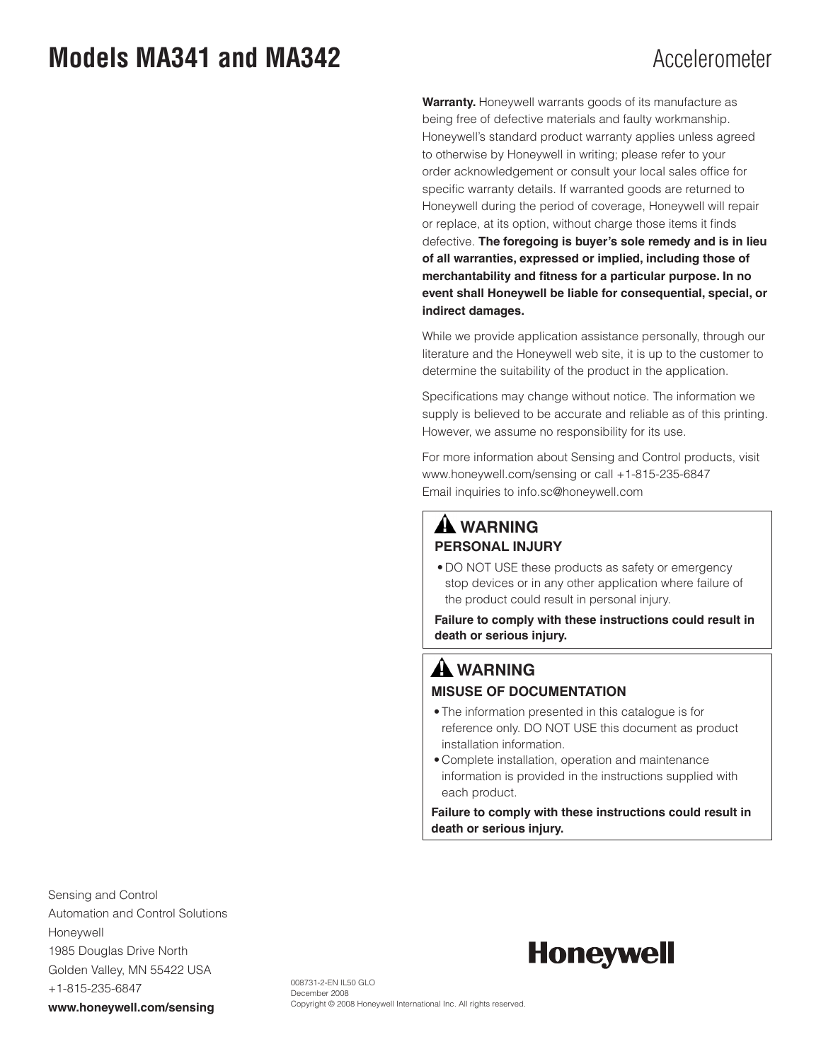**Warranty.** Honeywell warrants goods of its manufacture as being free of defective materials and faulty workmanship. Honeywell's standard product warranty applies unless agreed to otherwise by Honeywell in writing; please refer to your order acknowledgement or consult your local sales office for specific warranty details. If warranted goods are returned to Honeywell during the period of coverage, Honeywell will repair or replace, at its option, without charge those items it finds defective. **The foregoing is buyer's sole remedy and is in lieu of all warranties, expressed or implied, including those of merchantability and fitness for a particular purpose. In no event shall Honeywell be liable for consequential, special, or indirect damages.**

While we provide application assistance personally, through our literature and the Honeywell web site, it is up to the customer to determine the suitability of the product in the application.

Specifications may change without notice. The information we supply is believed to be accurate and reliable as of this printing. However, we assume no responsibility for its use.

For more information about Sensing and Control products, visit www.honeywell.com/sensing or call +1-815-235-6847
Email inquiries to info.sc@honeywell.com

**⚠ WARNING**

**PERSONAL INJURY**

- DO NOT USE these products as safety or emergency stop devices or in any other application where failure of the product could result in personal injury.

**Failure to comply with these instructions could result in death or serious injury.**

**⚠ WARNING**

**MISUSE OF DOCUMENTATION**

- The information presented in this catalogue is for reference only. DO NOT USE this document as product installation information.
- Complete installation, operation and maintenance information is provided in the instructions supplied with each product.

**Failure to comply with these instructions could result in death or serious injury.**

Sensing and Control
Automation and Control Solutions
Honeywell
1985 Douglas Drive North
Golden Valley, MN 55422 USA
+1-815-235-6847
**www.honeywell.com/sensing**

008731-2-EN IL50 GLO
December 2008
Copyright © 2008 Honeywell International Inc. All rights reserved.

Honeywell